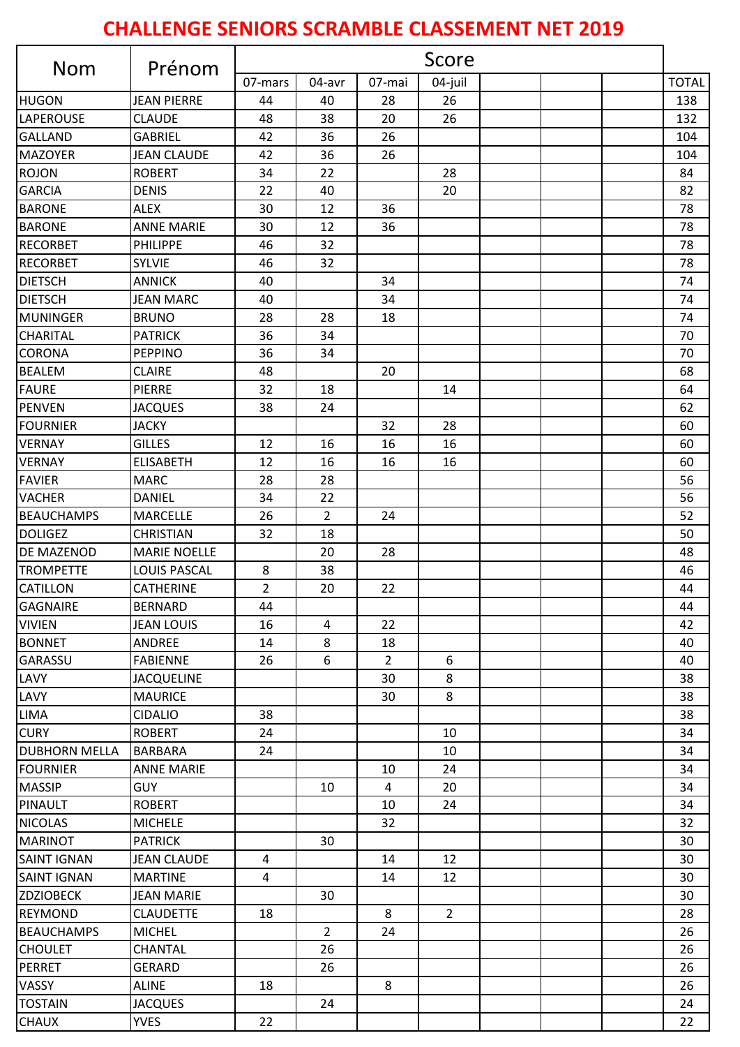# CHALLENGE SENIORS SCRAMBLE CLASSEMENT NET 2019

| Nom | Prénom | Score | | | | | | | TOTAL |
|---|---|---|---|---|---|---|---|---|---|
| | | 07-mars | 04-avr | 07-mai | 04-juil | | | | |
| HUGON | JEAN PIERRE | 44 | 40 | 28 | 26 | | | | 138 |
| LAPEROUSE | CLAUDE | 48 | 38 | 20 | 26 | | | | 132 |
| GALLAND | GABRIEL | 42 | 36 | 26 | | | | | 104 |
| MAZOYER | JEAN CLAUDE | 42 | 36 | 26 | | | | | 104 |
| ROJON | ROBERT | 34 | 22 | | 28 | | | | 84 |
| GARCIA | DENIS | 22 | 40 | | 20 | | | | 82 |
| BARONE | ALEX | 30 | 12 | 36 | | | | | 78 |
| BARONE | ANNE MARIE | 30 | 12 | 36 | | | | | 78 |
| RECORBET | PHILIPPE | 46 | 32 | | | | | | 78 |
| RECORBET | SYLVIE | 46 | 32 | | | | | | 78 |
| DIETSCH | ANNICK | 40 | | 34 | | | | | 74 |
| DIETSCH | JEAN MARC | 40 | | 34 | | | | | 74 |
| MUNINGER | BRUNO | 28 | 28 | 18 | | | | | 74 |
| CHARITAL | PATRICK | 36 | 34 | | | | | | 70 |
| CORONA | PEPPINO | 36 | 34 | | | | | | 70 |
| BEALEM | CLAIRE | 48 | | 20 | | | | | 68 |
| FAURE | PIERRE | 32 | 18 | | 14 | | | | 64 |
| PENVEN | JACQUES | 38 | 24 | | | | | | 62 |
| FOURNIER | JACKY | | | 32 | 28 | | | | 60 |
| VERNAY | GILLES | 12 | 16 | 16 | 16 | | | | 60 |
| VERNAY | ELISABETH | 12 | 16 | 16 | 16 | | | | 60 |
| FAVIER | MARC | 28 | 28 | | | | | | 56 |
| VACHER | DANIEL | 34 | 22 | | | | | | 56 |
| BEAUCHAMPS | MARCELLE | 26 | 2 | 24 | | | | | 52 |
| DOLIGEZ | CHRISTIAN | 32 | 18 | | | | | | 50 |
| DE MAZENOD | MARIE NOELLE | | 20 | 28 | | | | | 48 |
| TROMPETTE | LOUIS PASCAL | 8 | 38 | | | | | | 46 |
| CATILLON | CATHERINE | 2 | 20 | 22 | | | | | 44 |
| GAGNAIRE | BERNARD | 44 | | | | | | | 44 |
| VIVIEN | JEAN LOUIS | 16 | 4 | 22 | | | | | 42 |
| BONNET | ANDREE | 14 | 8 | 18 | | | | | 40 |
| GARASSU | FABIENNE | 26 | 6 | 2 | 6 | | | | 40 |
| LAVY | JACQUELINE | | | 30 | 8 | | | | 38 |
| LAVY | MAURICE | | | 30 | 8 | | | | 38 |
| LIMA | CIDALIO | 38 | | | | | | | 38 |
| CURY | ROBERT | 24 | | | 10 | | | | 34 |
| DUBHORN MELLA | BARBARA | 24 | | | 10 | | | | 34 |
| FOURNIER | ANNE MARIE | | | 10 | 24 | | | | 34 |
| MASSIP | GUY | | 10 | 4 | 20 | | | | 34 |
| PINAULT | ROBERT | | | 10 | 24 | | | | 34 |
| NICOLAS | MICHELE | | | 32 | | | | | 32 |
| MARINOT | PATRICK | | 30 | | | | | | 30 |
| SAINT IGNAN | JEAN CLAUDE | 4 | | 14 | 12 | | | | 30 |
| SAINT IGNAN | MARTINE | 4 | | 14 | 12 | | | | 30 |
| ZDZIOBECK | JEAN MARIE | | 30 | | | | | | 30 |
| REYMOND | CLAUDETTE | 18 | | 8 | 2 | | | | 28 |
| BEAUCHAMPS | MICHEL | | 2 | 24 | | | | | 26 |
| CHOULET | CHANTAL | | 26 | | | | | | 26 |
| PERRET | GERARD | | 26 | | | | | | 26 |
| VASSY | ALINE | 18 | | 8 | | | | | 26 |
| TOSTAIN | JACQUES | | 24 | | | | | | 24 |
| CHAUX | YVES | 22 | | | | | | | 22 |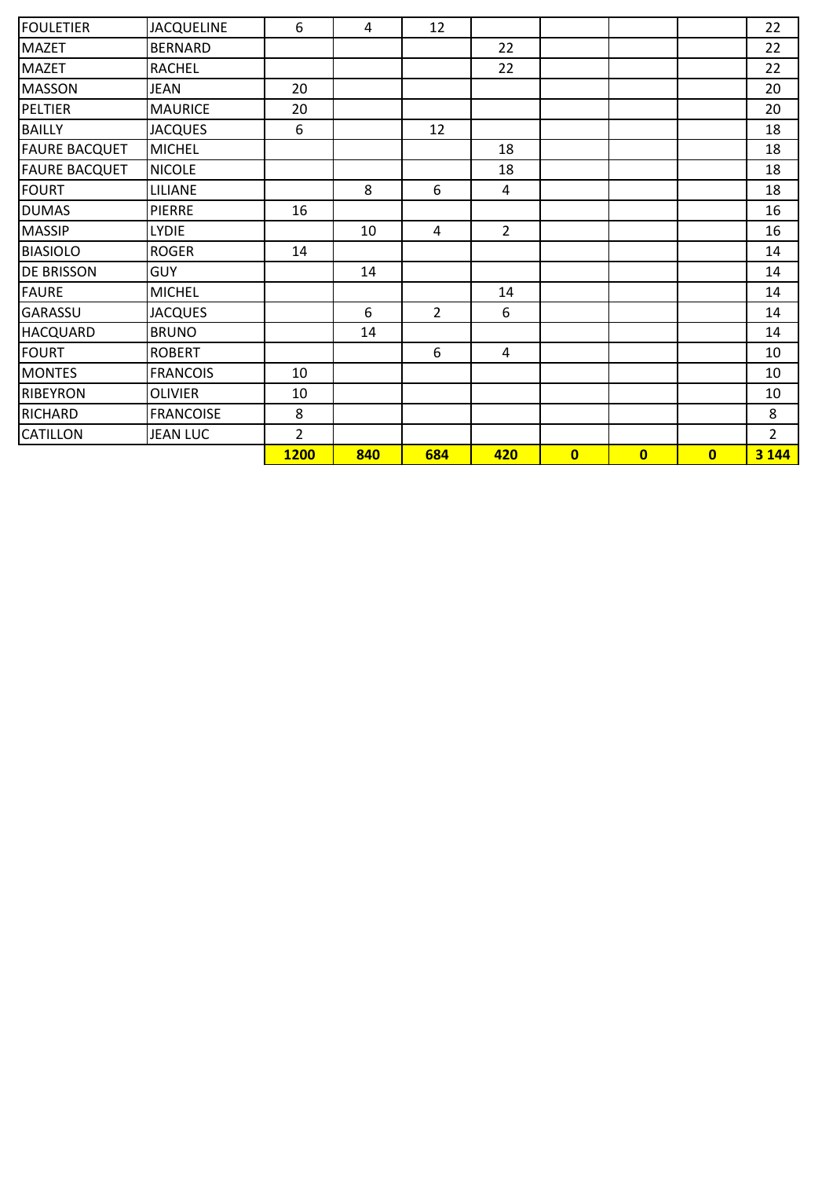| | | | | | | | | | |
|---|---|---|---|---|---|---|---|---|---|
| FOULETIER | JACQUELINE | 6 | 4 | 12 | | | | | 22 |
| MAZET | BERNARD | | | | 22 | | | | 22 |
| MAZET | RACHEL | | | | 22 | | | | 22 |
| MASSON | JEAN | 20 | | | | | | | 20 |
| PELTIER | MAURICE | 20 | | | | | | | 20 |
| BAILLY | JACQUES | 6 | | 12 | | | | | 18 |
| FAURE BACQUET | MICHEL | | | | 18 | | | | 18 |
| FAURE BACQUET | NICOLE | | | | 18 | | | | 18 |
| FOURT | LILIANE | | 8 | 6 | 4 | | | | 18 |
| DUMAS | PIERRE | 16 | | | | | | | 16 |
| MASSIP | LYDIE | | 10 | 4 | 2 | | | | 16 |
| BIASIOLO | ROGER | 14 | | | | | | | 14 |
| DE BRISSON | GUY | | 14 | | | | | | 14 |
| FAURE | MICHEL | | | | 14 | | | | 14 |
| GARASSU | JACQUES | | 6 | 2 | 6 | | | | 14 |
| HACQUARD | BRUNO | | 14 | | | | | | 14 |
| FOURT | ROBERT | | | 6 | 4 | | | | 10 |
| MONTES | FRANCOIS | 10 | | | | | | | 10 |
| RIBEYRON | OLIVIER | 10 | | | | | | | 10 |
| RICHARD | FRANCOISE | 8 | | | | | | | 8 |
| CATILLON | JEAN LUC | 2 | | | | | | | 2 |
| | | **1200** | **840** | **684** | **420** | **0** | **0** | **0** | **3 144** |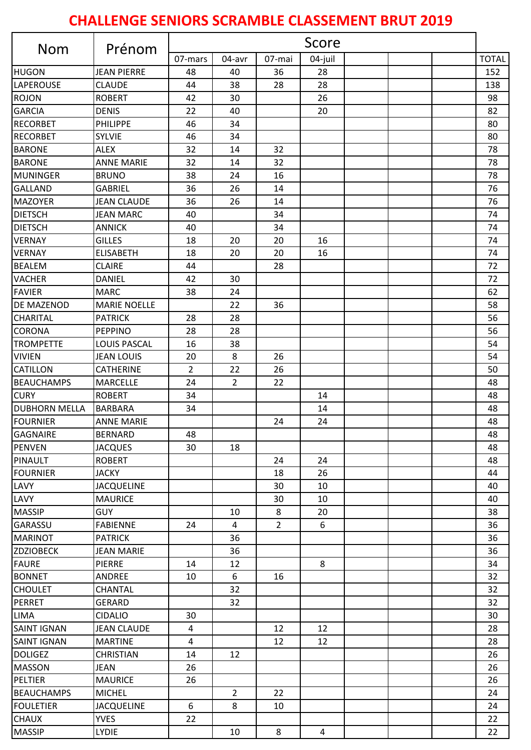# CHALLENGE SENIORS SCRAMBLE CLASSEMENT BRUT 2019

| Nom | Prénom | Score | | | | | | | TOTAL |
|---|---|---|---|---|---|---|---|---|---|
| | | 07-mars | 04-avr | 07-mai | 04-juil | | | | |
| HUGON | JEAN PIERRE | 48 | 40 | 36 | 28 | | | | 152 |
| LAPEROUSE | CLAUDE | 44 | 38 | 28 | 28 | | | | 138 |
| ROJON | ROBERT | 42 | 30 | | 26 | | | | 98 |
| GARCIA | DENIS | 22 | 40 | | 20 | | | | 82 |
| RECORBET | PHILIPPE | 46 | 34 | | | | | | 80 |
| RECORBET | SYLVIE | 46 | 34 | | | | | | 80 |
| BARONE | ALEX | 32 | 14 | 32 | | | | | 78 |
| BARONE | ANNE MARIE | 32 | 14 | 32 | | | | | 78 |
| MUNINGER | BRUNO | 38 | 24 | 16 | | | | | 78 |
| GALLAND | GABRIEL | 36 | 26 | 14 | | | | | 76 |
| MAZOYER | JEAN CLAUDE | 36 | 26 | 14 | | | | | 76 |
| DIETSCH | JEAN MARC | 40 | | 34 | | | | | 74 |
| DIETSCH | ANNICK | 40 | | 34 | | | | | 74 |
| VERNAY | GILLES | 18 | 20 | 20 | 16 | | | | 74 |
| VERNAY | ELISABETH | 18 | 20 | 20 | 16 | | | | 74 |
| BEALEM | CLAIRE | 44 | | 28 | | | | | 72 |
| VACHER | DANIEL | 42 | 30 | | | | | | 72 |
| FAVIER | MARC | 38 | 24 | | | | | | 62 |
| DE MAZENOD | MARIE NOELLE | | 22 | 36 | | | | | 58 |
| CHARITAL | PATRICK | 28 | 28 | | | | | | 56 |
| CORONA | PEPPINO | 28 | 28 | | | | | | 56 |
| TROMPETTE | LOUIS PASCAL | 16 | 38 | | | | | | 54 |
| VIVIEN | JEAN LOUIS | 20 | 8 | 26 | | | | | 54 |
| CATILLON | CATHERINE | 2 | 22 | 26 | | | | | 50 |
| BEAUCHAMPS | MARCELLE | 24 | 2 | 22 | | | | | 48 |
| CURY | ROBERT | 34 | | | 14 | | | | 48 |
| DUBHORN MELLA | BARBARA | 34 | | | 14 | | | | 48 |
| FOURNIER | ANNE MARIE | | | 24 | 24 | | | | 48 |
| GAGNAIRE | BERNARD | 48 | | | | | | | 48 |
| PENVEN | JACQUES | 30 | 18 | | | | | | 48 |
| PINAULT | ROBERT | | | 24 | 24 | | | | 48 |
| FOURNIER | JACKY | | | 18 | 26 | | | | 44 |
| LAVY | JACQUELINE | | | 30 | 10 | | | | 40 |
| LAVY | MAURICE | | | 30 | 10 | | | | 40 |
| MASSIP | GUY | | 10 | 8 | 20 | | | | 38 |
| GARASSU | FABIENNE | 24 | 4 | 2 | 6 | | | | 36 |
| MARINOT | PATRICK | | 36 | | | | | | 36 |
| ZDZIOBECK | JEAN MARIE | | 36 | | | | | | 36 |
| FAURE | PIERRE | 14 | 12 | | 8 | | | | 34 |
| BONNET | ANDREE | 10 | 6 | 16 | | | | | 32 |
| CHOULET | CHANTAL | | 32 | | | | | | 32 |
| PERRET | GERARD | | 32 | | | | | | 32 |
| LIMA | CIDALIO | 30 | | | | | | | 30 |
| SAINT IGNAN | JEAN CLAUDE | 4 | | 12 | 12 | | | | 28 |
| SAINT IGNAN | MARTINE | 4 | | 12 | 12 | | | | 28 |
| DOLIGEZ | CHRISTIAN | 14 | 12 | | | | | | 26 |
| MASSON | JEAN | 26 | | | | | | | 26 |
| PELTIER | MAURICE | 26 | | | | | | | 26 |
| BEAUCHAMPS | MICHEL | | 2 | 22 | | | | | 24 |
| FOULETIER | JACQUELINE | 6 | 8 | 10 | | | | | 24 |
| CHAUX | YVES | 22 | | | | | | | 22 |
| MASSIP | LYDIE | | 10 | 8 | 4 | | | | 22 |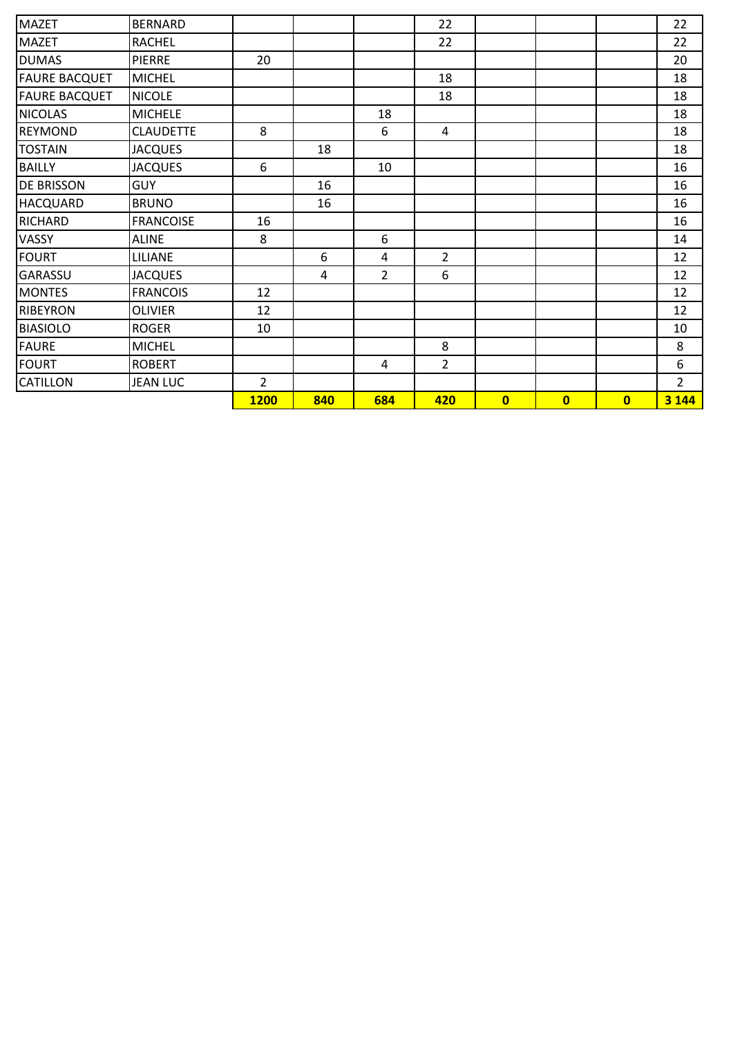| | | | | | | | | | |
|---|---|---|---|---|---|---|---|---|---|
| MAZET | BERNARD | | | | 22 | | | | 22 |
| MAZET | RACHEL | | | | 22 | | | | 22 |
| DUMAS | PIERRE | 20 | | | | | | | 20 |
| FAURE BACQUET | MICHEL | | | | 18 | | | | 18 |
| FAURE BACQUET | NICOLE | | | | 18 | | | | 18 |
| NICOLAS | MICHELE | | | 18 | | | | | 18 |
| REYMOND | CLAUDETTE | 8 | | 6 | 4 | | | | 18 |
| TOSTAIN | JACQUES | | 18 | | | | | | 18 |
| BAILLY | JACQUES | 6 | | 10 | | | | | 16 |
| DE BRISSON | GUY | | 16 | | | | | | 16 |
| HACQUARD | BRUNO | | 16 | | | | | | 16 |
| RICHARD | FRANCOISE | 16 | | | | | | | 16 |
| VASSY | ALINE | 8 | | 6 | | | | | 14 |
| FOURT | LILIANE | | 6 | 4 | 2 | | | | 12 |
| GARASSU | JACQUES | | 4 | 2 | 6 | | | | 12 |
| MONTES | FRANCOIS | 12 | | | | | | | 12 |
| RIBEYRON | OLIVIER | 12 | | | | | | | 12 |
| BIASIOLO | ROGER | 10 | | | | | | | 10 |
| FAURE | MICHEL | | | | 8 | | | | 8 |
| FOURT | ROBERT | | | 4 | 2 | | | | 6 |
| CATILLON | JEAN LUC | 2 | | | | | | | 2 |
| | | **1200** | **840** | **684** | **420** | **0** | **0** | **0** | **3 144** |